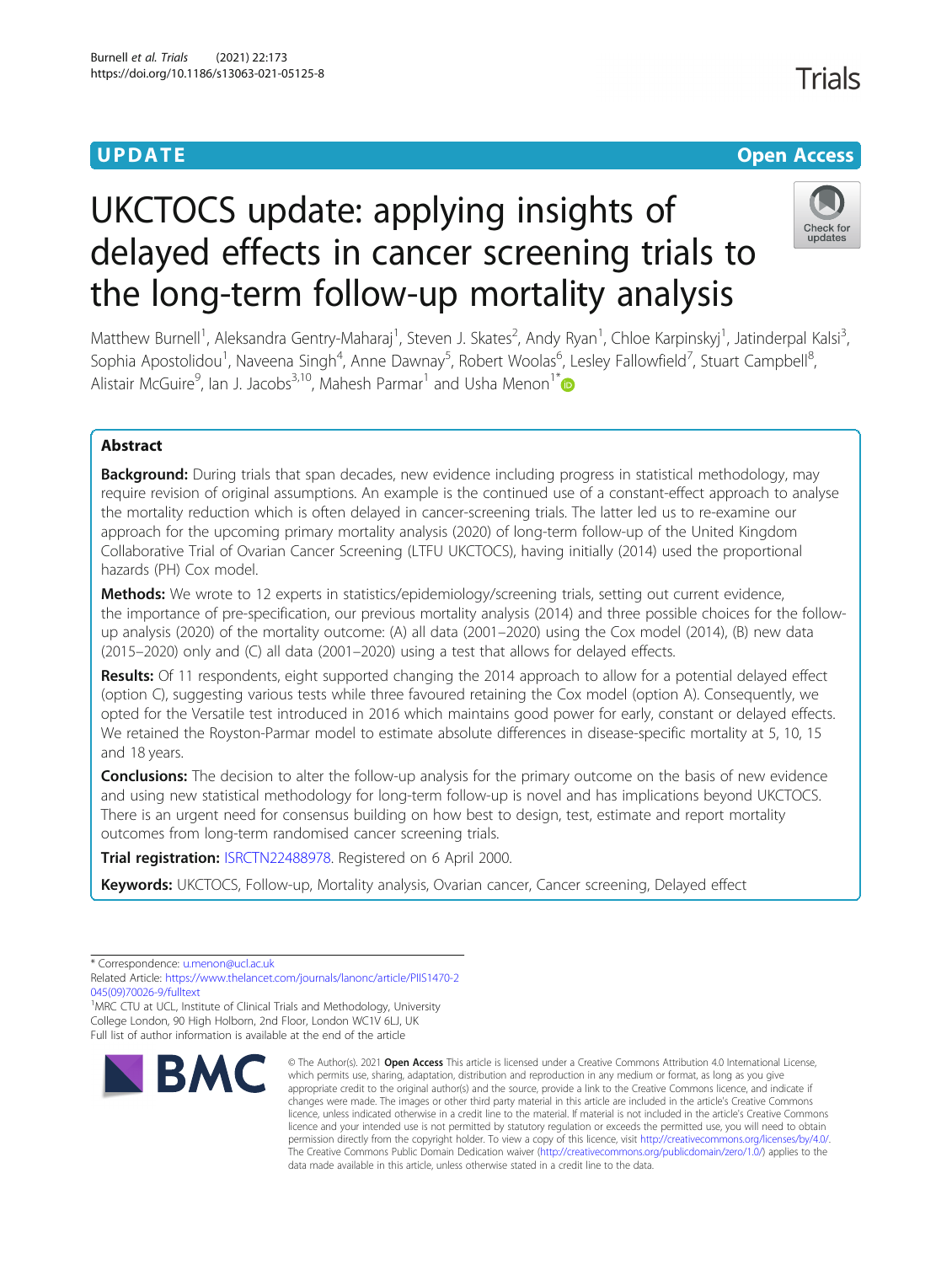UPDATE

Open Access

# UKCTOCS update: applying insights of delayed effects in cancer screening trials to the long-term follow-up mortality analysis

Matthew Burnell[1], Aleksandra Gentry-Maharaj[1], Steven J. Skates[2], Andy Ryan[1], Chloe Karpinskyj[1], Jatinderpal Kalsi[3], Sophia Apostolidou[1], Naveena Singh[4], Anne Dawnay[5], Robert Woolas[6], Lesley Fallowfield[7], Stuart Campbell[8], Alistair McGuire[9], Ian J. Jacobs[3,10], Mahesh Parmar[1] and Usha Menon[1*]

## Abstract

**Background:** During trials that span decades, new evidence including progress in statistical methodology, may require revision of original assumptions. An example is the continued use of a constant-effect approach to analyse the mortality reduction which is often delayed in cancer-screening trials. The latter led us to re-examine our approach for the upcoming primary mortality analysis (2020) of long-term follow-up of the United Kingdom Collaborative Trial of Ovarian Cancer Screening (LTFU UKCTOCS), having initially (2014) used the proportional hazards (PH) Cox model.

**Methods:** We wrote to 12 experts in statistics/epidemiology/screening trials, setting out current evidence, the importance of pre-specification, our previous mortality analysis (2014) and three possible choices for the follow-up analysis (2020) of the mortality outcome: (A) all data (2001–2020) using the Cox model (2014), (B) new data (2015–2020) only and (C) all data (2001–2020) using a test that allows for delayed effects.

**Results:** Of 11 respondents, eight supported changing the 2014 approach to allow for a potential delayed effect (option C), suggesting various tests while three favoured retaining the Cox model (option A). Consequently, we opted for the Versatile test introduced in 2016 which maintains good power for early, constant or delayed effects. We retained the Royston-Parmar model to estimate absolute differences in disease-specific mortality at 5, 10, 15 and 18 years.

**Conclusions:** The decision to alter the follow-up analysis for the primary outcome on the basis of new evidence and using new statistical methodology for long-term follow-up is novel and has implications beyond UKCTOCS. There is an urgent need for consensus building on how best to design, test, estimate and report mortality outcomes from long-term randomised cancer screening trials.

**Trial registration:** ISRCTN22488978. Registered on 6 April 2000.

**Keywords:** UKCTOCS, Follow-up, Mortality analysis, Ovarian cancer, Cancer screening, Delayed effect

---

* Correspondence: u.menon@ucl.ac.uk

Related Article: https://www.thelancet.com/journals/lanonc/article/PIIS1470-2045(09)70026-9/fulltext

[1]MRC CTU at UCL, Institute of Clinical Trials and Methodology, University College London, 90 High Holborn, 2nd Floor, London WC1V 6LJ, UK

Full list of author information is available at the end of the article

© The Author(s). 2021 **Open Access** This article is licensed under a Creative Commons Attribution 4.0 International License, which permits use, sharing, adaptation, distribution and reproduction in any medium or format, as long as you give appropriate credit to the original author(s) and the source, provide a link to the Creative Commons licence, and indicate if changes were made. The images or other third party material in this article are included in the article's Creative Commons licence, unless indicated otherwise in a credit line to the material. If material is not included in the article's Creative Commons licence and your intended use is not permitted by statutory regulation or exceeds the permitted use, you will need to obtain permission directly from the copyright holder. To view a copy of this licence, visit http://creativecommons.org/licenses/by/4.0/. The Creative Commons Public Domain Dedication waiver (http://creativecommons.org/publicdomain/zero/1.0/) applies to the data made available in this article, unless otherwise stated in a credit line to the data.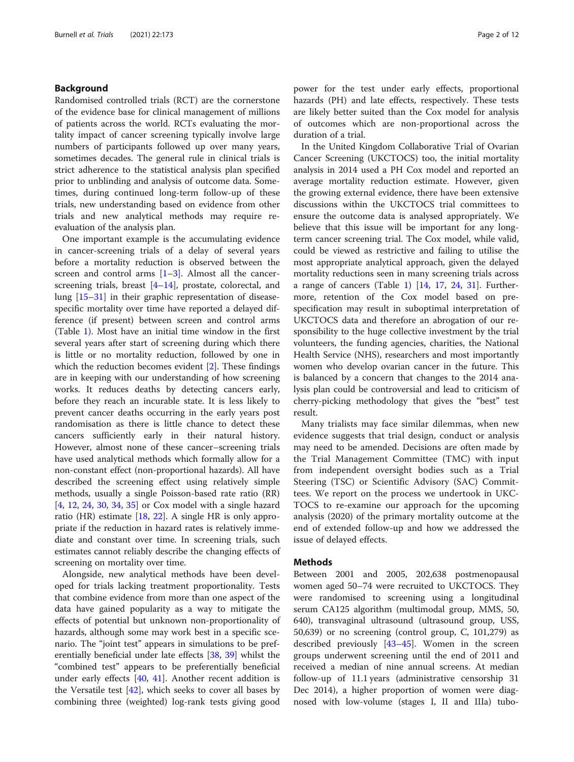## Background

Randomised controlled trials (RCT) are the cornerstone of the evidence base for clinical management of millions of patients across the world. RCTs evaluating the mortality impact of cancer screening typically involve large numbers of participants followed up over many years, sometimes decades. The general rule in clinical trials is strict adherence to the statistical analysis plan specified prior to unblinding and analysis of outcome data. Sometimes, during continued long-term follow-up of these trials, new understanding based on evidence from other trials and new analytical methods may require re-evaluation of the analysis plan.

One important example is the accumulating evidence in cancer-screening trials of a delay of several years before a mortality reduction is observed between the screen and control arms [1–3]. Almost all the cancer-screening trials, breast [4–14], prostate, colorectal, and lung [15–31] in their graphic representation of disease-specific mortality over time have reported a delayed difference (if present) between screen and control arms (Table 1). Most have an initial time window in the first several years after start of screening during which there is little or no mortality reduction, followed by one in which the reduction becomes evident [2]. These findings are in keeping with our understanding of how screening works. It reduces deaths by detecting cancers early, before they reach an incurable state. It is less likely to prevent cancer deaths occurring in the early years post randomisation as there is little chance to detect these cancers sufficiently early in their natural history. However, almost none of these cancer–screening trials have used analytical methods which formally allow for a non-constant effect (non-proportional hazards). All have described the screening effect using relatively simple methods, usually a single Poisson-based rate ratio (RR) [4, 12, 24, 30, 34, 35] or Cox model with a single hazard ratio (HR) estimate [18, 22]. A single HR is only appropriate if the reduction in hazard rates is relatively immediate and constant over time. In screening trials, such estimates cannot reliably describe the changing effects of screening on mortality over time.

Alongside, new analytical methods have been developed for trials lacking treatment proportionality. Tests that combine evidence from more than one aspect of the data have gained popularity as a way to mitigate the effects of potential but unknown non-proportionality of hazards, although some may work best in a specific scenario. The "joint test" appears in simulations to be preferentially beneficial under late effects [38, 39] whilst the "combined test" appears to be preferentially beneficial under early effects [40, 41]. Another recent addition is the Versatile test [42], which seeks to cover all bases by combining three (weighted) log-rank tests giving good power for the test under early effects, proportional hazards (PH) and late effects, respectively. These tests are likely better suited than the Cox model for analysis of outcomes which are non-proportional across the duration of a trial.

In the United Kingdom Collaborative Trial of Ovarian Cancer Screening (UKCTOCS) too, the initial mortality analysis in 2014 used a PH Cox model and reported an average mortality reduction estimate. However, given the growing external evidence, there have been extensive discussions within the UKCTOCS trial committees to ensure the outcome data is analysed appropriately. We believe that this issue will be important for any long-term cancer screening trial. The Cox model, while valid, could be viewed as restrictive and failing to utilise the most appropriate analytical approach, given the delayed mortality reductions seen in many screening trials across a range of cancers (Table 1) [14, 17, 24, 31]. Furthermore, retention of the Cox model based on pre-specification may result in suboptimal interpretation of UKCTOCS data and therefore an abrogation of our responsibility to the huge collective investment by the trial volunteers, the funding agencies, charities, the National Health Service (NHS), researchers and most importantly women who develop ovarian cancer in the future. This is balanced by a concern that changes to the 2014 analysis plan could be controversial and lead to criticism of cherry-picking methodology that gives the "best" test result.

Many trialists may face similar dilemmas, when new evidence suggests that trial design, conduct or analysis may need to be amended. Decisions are often made by the Trial Management Committee (TMC) with input from independent oversight bodies such as a Trial Steering (TSC) or Scientific Advisory (SAC) Committees. We report on the process we undertook in UKCTOCS to re-examine our approach for the upcoming analysis (2020) of the primary mortality outcome at the end of extended follow-up and how we addressed the issue of delayed effects.

## Methods

Between 2001 and 2005, 202,638 postmenopausal women aged 50–74 were recruited to UKCTOCS. They were randomised to screening using a longitudinal serum CA125 algorithm (multimodal group, MMS, 50,640), transvaginal ultrasound (ultrasound group, USS, 50,639) or no screening (control group, C, 101,279) as described previously [43–45]. Women in the screen groups underwent screening until the end of 2011 and received a median of nine annual screens. At median follow-up of 11.1 years (administrative censorship 31 Dec 2014), a higher proportion of women were diagnosed with low-volume (stages I, II and IIIa) tubo-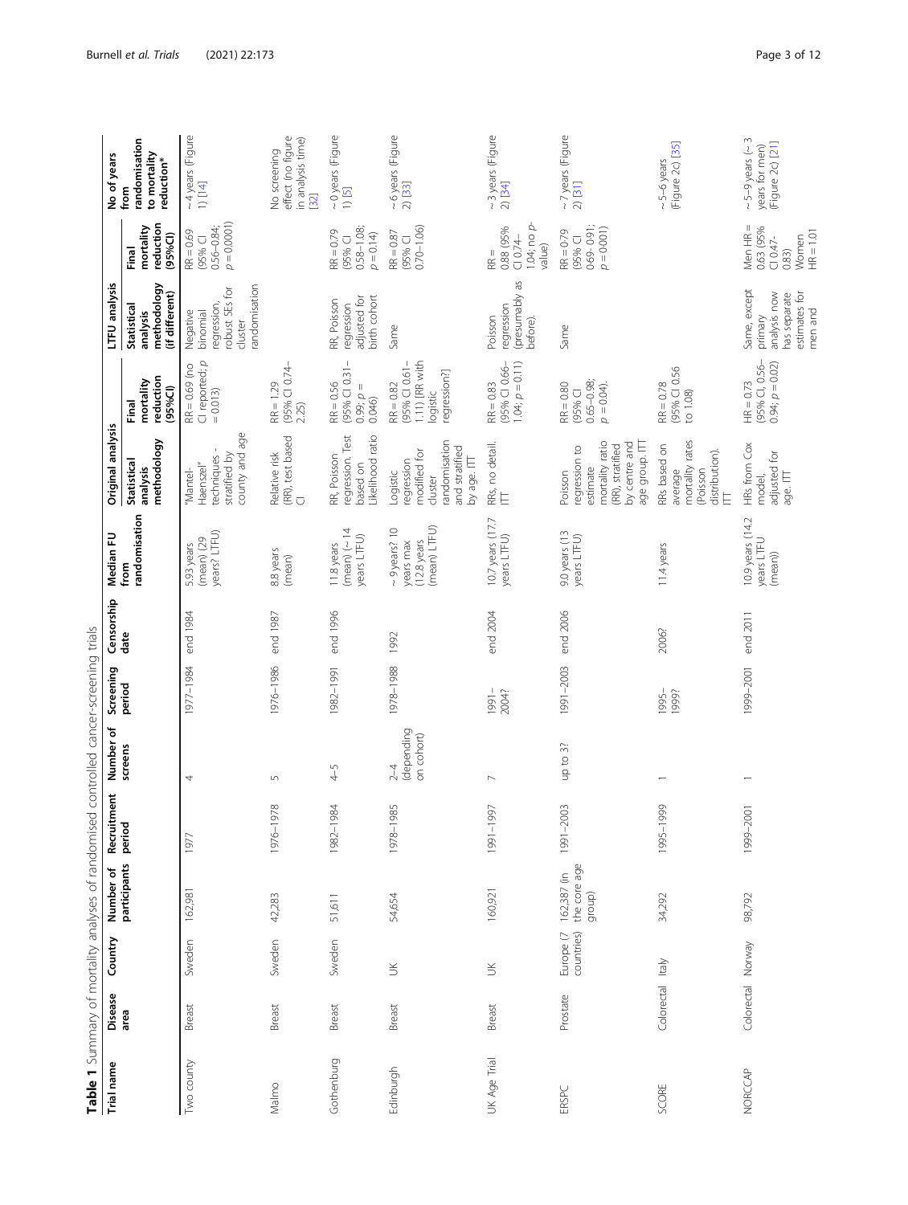**Table 1** Summary of mortality analyses of randomised controlled cancer-screening trials

| Trial name | Disease area | Country | Number of participants | Recruitment period | Number of screens | Screening period | Censorship date | Median FU from randomisation | Original analysis | | LTFU analysis | | No of years from randomisation to mortality reduction* |
|---|---|---|---|---|---|---|---|---|---|---|---|---|---|
| | | | | | | | | | Statistical analysis methodology | Final mortality reduction (95%CI) | Statistical analysis methodology (if different) | Final mortality reduction (95%CI) | |
| Two county | Breast | Sweden | 162,981 | 1977 | 4 | 1977–1984 | end 1984 | 5.93 years (mean) (29 years? LTFU) | "Mantel-Haenszel" techniques - stratified by county and age | RR = 0.69 (no CI reported; p = 0.013) | Negative binomial regression, robust SEs for cluster randomisation | RR = 0.69 (95% CI 0.56–0.84; p = 0.0001) | ~4 years (Figure 1) [14] |
| Malmo | Breast | Sweden | 42,283 | 1976–1978 | 5 | 1976–1986 | end 1987 | 8.8 years (mean) | Relative risk (RR), test based CI | RR = 1.29 (95% CI 0.74–2.25) | | | No screening effect (no figure in analysis time) [32] |
| Gothenburg | Breast | Sweden | 51,611 | 1982–1984 | 4–5 | 1982–1991 | end 1996 | 11.8 years (mean) (~14 years LTFU) | RR, Poisson regression. Test based on Likelihood ratio | RR = 0.56 (95% CI 0.31–0.99; p = 0.046) | RR, Poisson regression adjusted for birth cohort | RR = 0.79 (95% CI 0.58–1.08; p = 0.14) | ~0 years (Figure 1) [5] |
| Edinburgh | Breast | UK | 54,654 | 1978–1985 | 2–4 (depending on cohort) | 1978–1988 | 1992 | ~9 years? 10 years max (12.8 years (mean) LTFU) | Logistic regression modified for cluster randomisation and stratified by age. ITT | RR = 0.82 (95% CI 0.61–1.11) [RR with logistic regression?] | Same | RR = 0.87 (95% CI 0.70–1.06) | ~6 years (Figure 2) [33] |
| UK Age Trial | Breast | UK | 160,921 | 1991–1997 | 7 | 1991–2004? | end 2004 | 10.7 years (17.7 years LTFU) | RRs, no detail. ITT | RR = 0.83 (95% CI 0.66–1.04; p = 0.11) | Poisson regression (presumably as before). | RR = 0.88 (95% CI 0.74–1.04; no p-value) | ~3 years (Figure 2) [34] |
| ERSPC | Prostate | Europe (7 countries) | 162,387 (in the core age group) | 1991–2003 | up to 3? | 1991–2003 | end 2006 | 9.0 years (13 years LTFU) | Poisson regression to estimate mortality ratio (RR), stratified by centre and age group. ITT | RR = 0.80 (95% CI 0.65–0.98; p = 0.04). | Same | RR = 0.79 (95% CI 0.69–0.91; p = 0.001) | ~7 years (Figure 2) [31] |
| SCORE | Colorectal | Italy | 34,292 | 1995–1999 | 1 | 1995–1999? | 2006? | 11.4 years | RRs based on average mortality rates (Poisson distribution). ITT | RR = 0.78 (95% CI 0.56 to 1.08) | | | ~5–6 years (Figure 2c) [35] |
| NORCCAP | Colorectal | Norway | 98,792 | 1999–2001 | 1 | 1999–2001 | end 2011 | 10.9 years (14.2 years LTFU (mean)) | HRs from Cox model, adjusted for age. ITT | HR = 0.73 (95% CI, 0.56–0.94; p = 0.02) | Same, except primary analysis now has separate estimates for men and | Men HR = 0.63 (95% CI 0.47–0.83) Women HR = 1.01 | ~5–9 years (~3 years for men) (Figure 2c) [21] |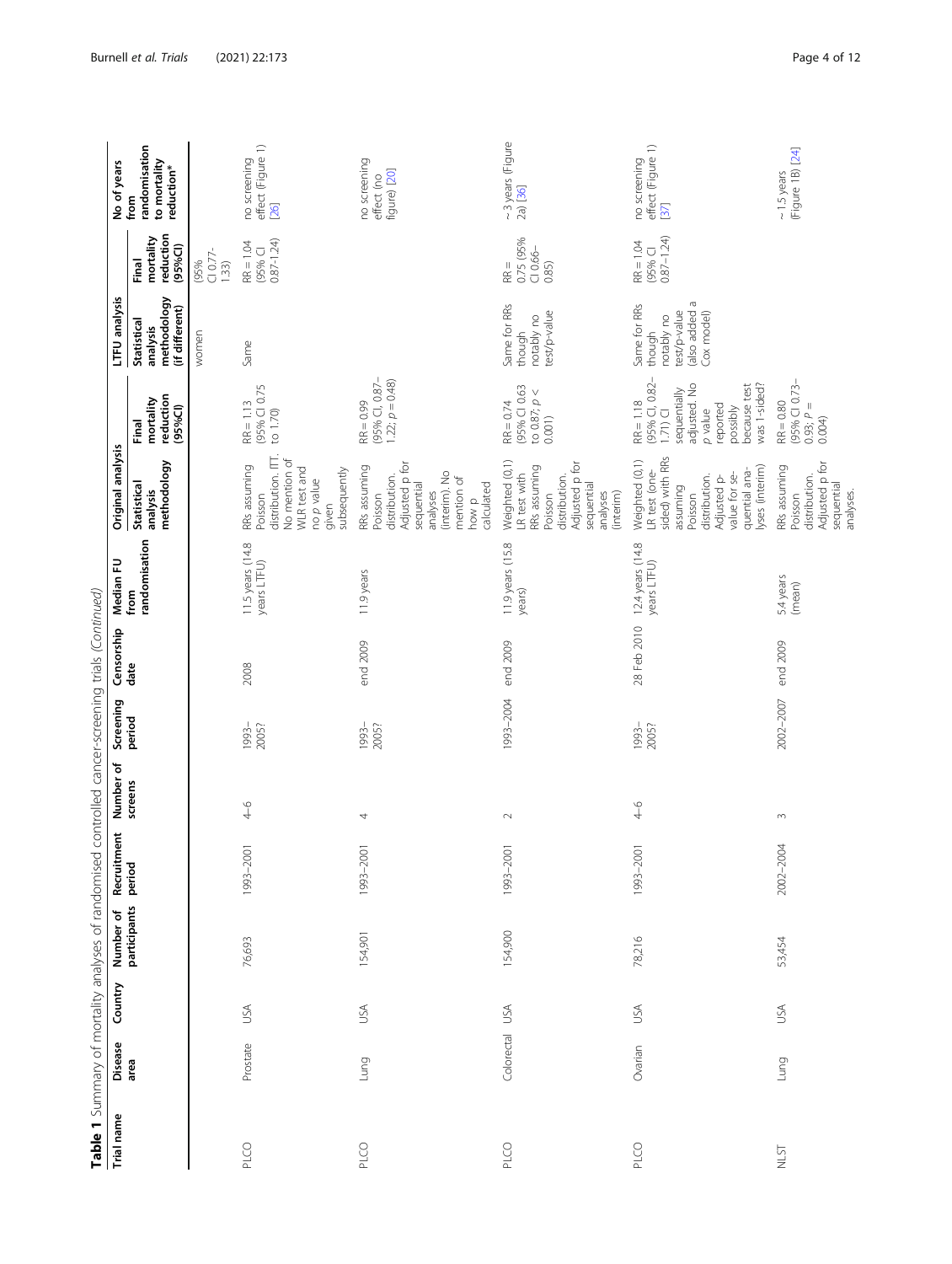**Table 1** Summary of mortality analyses of randomised controlled cancer-screening trials *(Continued)*

| Trial name | Disease area | Country | Number of participants | Recruitment period | Number of screens | Screening period | Censorship date | Median FU from randomisation | Original analysis | | LTFU analysis | | No of years from randomisation to mortality reduction* |
|---|---|---|---|---|---|---|---|---|---|---|---|---|---|
| | | | | | | | | | Statistical analysis methodology | Final mortality reduction (95%CI) | Statistical analysis methodology (if different) | Final mortality reduction (95%CI) | |
| | | | | | | | | | | | women | (95% CI 0.77–1.33) | |
| PLCO | Prostate | USA | 76,693 | 1993–2001 | 4–6 | 1993–2005? | 2008 | 11.5 years (14.8 years LTFU) | RRs assuming Poisson distribution. ITT. No mention of WLR test and no *p* value given subsequently | RR = 1.13 (95% CI 0.75 to 1.70) | Same | RR = 1.04 (95% CI 0.87–1.24) | no screening effect (Figure 1) [26] |
| PLCO | Lung | USA | 154,901 | 1993–2001 | 4 | 1993–2005? | end 2009 | 11.9 years | RRs assuming Poisson distribution. Adjusted p for sequential analyses (interim). No mention of how p calculated | RR = 0.99 (95% CI, 0.87–1.22; $p = 0.48$) | | | no screening effect (no figure) [20] |
| PLCO | Colorectal | USA | 154,900 | 1993–2001 | 2 | 1993–2004 | end 2009 | 11.9 years (15.8 years) | Weighted (0.1) LR test with RRs assuming Poisson distribution. Adjusted p for sequential analyses (interim) | RR = 0.74 (95% CI 0.63 to 0.87; $p <$ 0.001) | Same for RRs though notably no test/p-value | RR = 0.75 (95% CI 0.66–0.85) | ~ 3 years (Figure 2a) [36] |
| PLCO | Ovarian | USA | 78,216 | 1993–2001 | 4–6 | 1993–2005? | 28 Feb 2010 | 12.4 years (14.8 years LTFU) | Weighted (0.1) LR test (one-sided) with RRs assuming Poisson distribution. Adjusted p-value for sequential analyses (interim) | RR = 1.18 (95% CI, 0.82–1.71) CI sequentially adjusted. No *p* value reported possibly because test was 1-sided? | Same for RRs though notably no test/p-value (also added a Cox model) | RR = 1.04 (95% CI 0.87–1.24) | no screening effect (Figure 1) [37] |
| NLST | Lung | USA | 53,454 | 2002–2004 | 3 | 2002–2007 | end 2009 | 5.4 years (mean) | RRs assuming Poisson distribution. Adjusted p for sequential analyses. | RR = 0.80 (95% CI 0.73–0.93; $P =$ 0.004) | | | ~ 1.5 years (Figure 1B) [24] |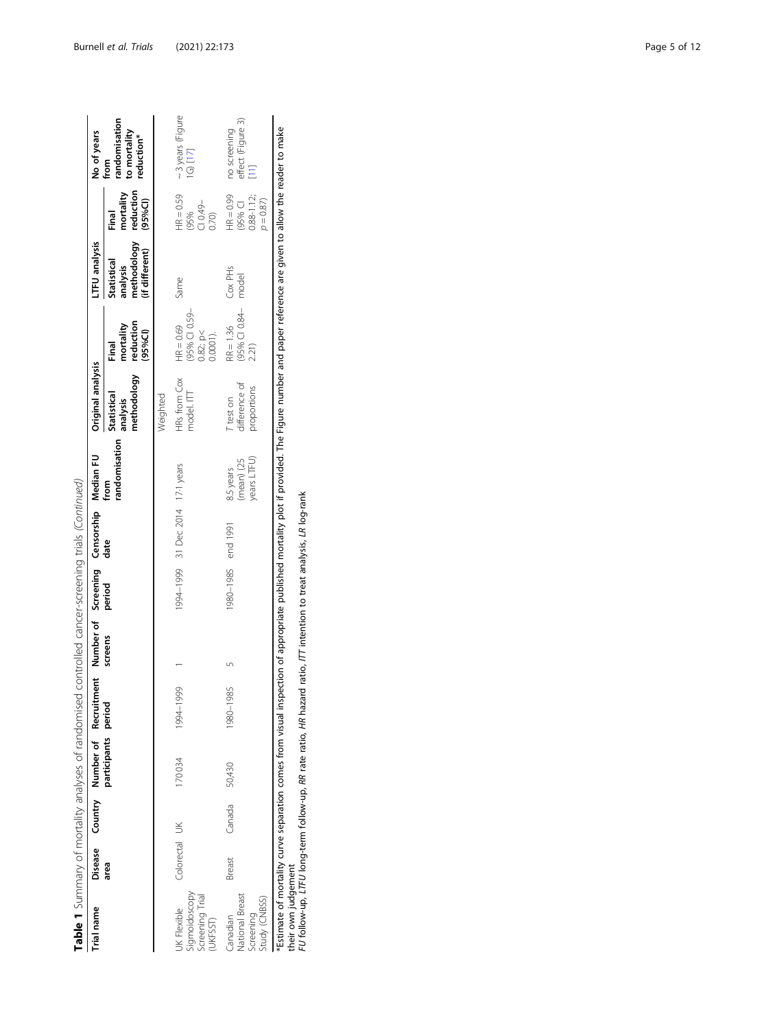**Table 1** Summary of mortality analyses of randomised controlled cancer-screening trials *(Continued)*

| Trial name | Disease area | Country | Number of participants | Recruitment period | Number of screens | Screening period | Censorship date | Median FU from randomisation | Original analysis | | LTFU analysis | | No of years from randomisation to mortality reduction* |
|---|---|---|---|---|---|---|---|---|---|---|---|---|---|
| | | | | | | | | | Statistical analysis methodology | Final mortality reduction (95%CI) | Statistical analysis methodology (if different) | Final mortality reduction (95%CI) | |
| | | | | | | | | | Weighted | | | | |
| UK Flexible Sigmoidoscopy Screening Trial (UKFSST) | Colorectal | UK | 170034 | 1994–1999 | 1 | 1994–1999 | 31 Dec 2014 | 17.1 years | HRs from Cox model. ITT | HR = 0.69 (95% CI 0.59–0.82; p< 0.0001). | Same | HR = 0.59 (95% CI 0.49–0.70) | ~ 3 years (Figure 1G) [17] |
| Canadian National Breast Screening Study (CNBSS) | Breast | Canada | 50,430 | 1980–1985 | 5 | 1980–1985 | end 1991 | 8.5 years (mean) (25 years LTFU) | T test on difference of proportions | RR = 1.36 (95% CI 0.84–2.21) | Cox PHs model | HR = 0.99 (95% CI 0.88-1.12; p = 0.87) | no screening effect (Figure 3) [11] |

*Estimate of mortality curve separation comes from visual inspection of appropriate published mortality plot if provided. The Figure number and paper reference are given to allow the reader to make their own judgement

*FU* follow-up, *LTFU* long-term follow-up, *RR* rate ratio, *HR* hazard ratio, *ITT* intention to treat analysis, *LR* log-rank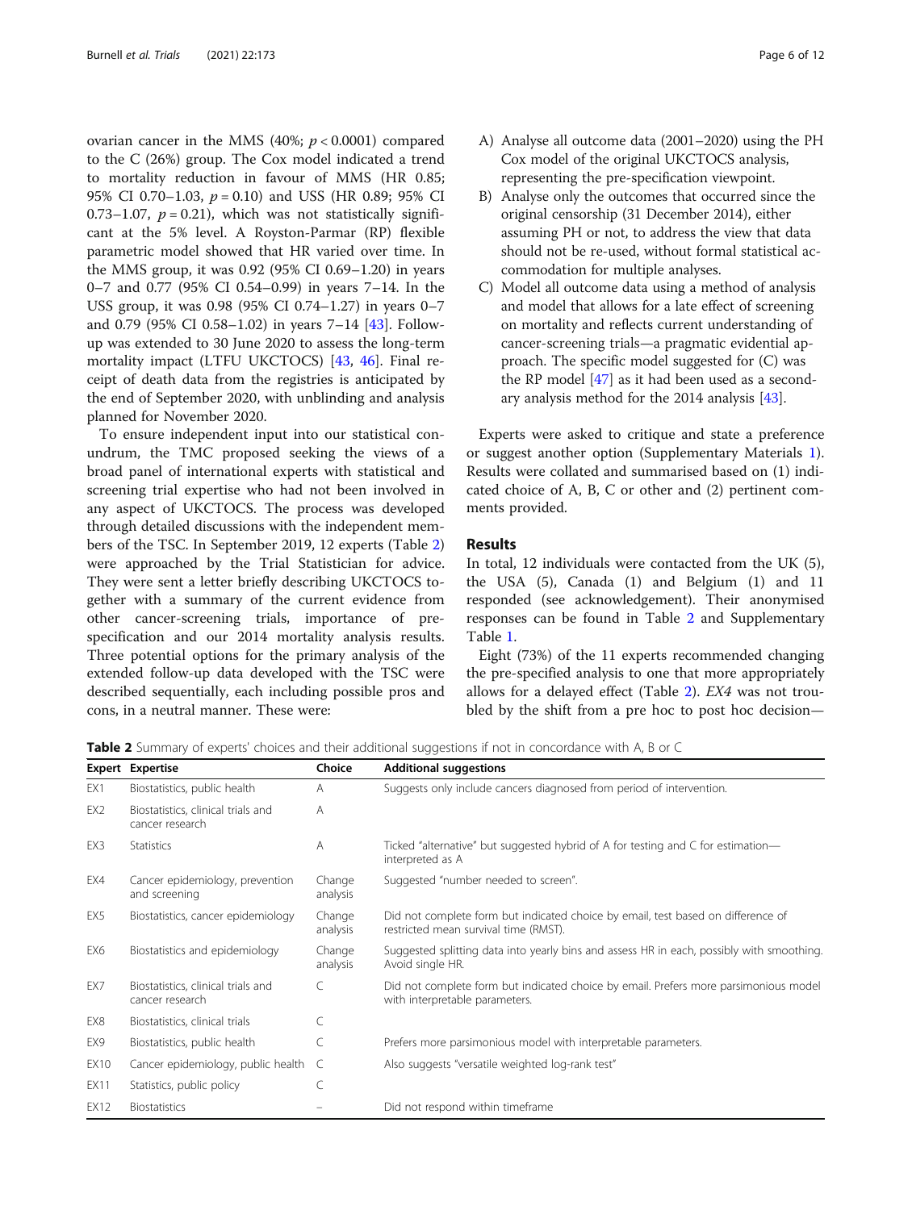ovarian cancer in the MMS (40%; $p < 0.0001$) compared to the C (26%) group. The Cox model indicated a trend to mortality reduction in favour of MMS (HR 0.85; 95% CI 0.70–1.03, $p = 0.10$) and USS (HR 0.89; 95% CI 0.73–1.07, $p = 0.21$), which was not statistically significant at the 5% level. A Royston-Parmar (RP) flexible parametric model showed that HR varied over time. In the MMS group, it was 0.92 (95% CI 0.69–1.20) in years 0–7 and 0.77 (95% CI 0.54–0.99) in years 7–14. In the USS group, it was 0.98 (95% CI 0.74–1.27) in years 0–7 and 0.79 (95% CI 0.58–1.02) in years 7–14 [43]. Follow-up was extended to 30 June 2020 to assess the long-term mortality impact (LTFU UKCTOCS) [43, 46]. Final receipt of death data from the registries is anticipated by the end of September 2020, with unblinding and analysis planned for November 2020.

To ensure independent input into our statistical conundrum, the TMC proposed seeking the views of a broad panel of international experts with statistical and screening trial expertise who had not been involved in any aspect of UKCTOCS. The process was developed through detailed discussions with the independent members of the TSC. In September 2019, 12 experts (Table 2) were approached by the Trial Statistician for advice. They were sent a letter briefly describing UKCTOCS together with a summary of the current evidence from other cancer-screening trials, importance of pre-specification and our 2014 mortality analysis results. Three potential options for the primary analysis of the extended follow-up data developed with the TSC were described sequentially, each including possible pros and cons, in a neutral manner. These were:

A) Analyse all outcome data (2001–2020) using the PH Cox model of the original UKCTOCS analysis, representing the pre-specification viewpoint.
B) Analyse only the outcomes that occurred since the original censorship (31 December 2014), either assuming PH or not, to address the view that data should not be re-used, without formal statistical accommodation for multiple analyses.
C) Model all outcome data using a method of analysis and model that allows for a late effect of screening on mortality and reflects current understanding of cancer-screening trials—a pragmatic evidential approach. The specific model suggested for (C) was the RP model [47] as it had been used as a secondary analysis method for the 2014 analysis [43].

Experts were asked to critique and state a preference or suggest another option (Supplementary Materials 1). Results were collated and summarised based on (1) indicated choice of A, B, C or other and (2) pertinent comments provided.

## Results

In total, 12 individuals were contacted from the UK (5), the USA (5), Canada (1) and Belgium (1) and 11 responded (see acknowledgement). Their anonymised responses can be found in Table 2 and Supplementary Table 1.

Eight (73%) of the 11 experts recommended changing the pre-specified analysis to one that more appropriately allows for a delayed effect (Table 2). *EX4* was not troubled by the shift from a pre hoc to post hoc decision—

**Table 2** Summary of experts' choices and their additional suggestions if not in concordance with A, B or C

| Expert | Expertise | Choice | Additional suggestions |
|---|---|---|---|
| EX1 | Biostatistics, public health | A | Suggests only include cancers diagnosed from period of intervention. |
| EX2 | Biostatistics, clinical trials and cancer research | A | |
| EX3 | Statistics | A | Ticked "alternative" but suggested hybrid of A for testing and C for estimation—interpreted as A |
| EX4 | Cancer epidemiology, prevention and screening | Change analysis | Suggested "number needed to screen". |
| EX5 | Biostatistics, cancer epidemiology | Change analysis | Did not complete form but indicated choice by email, test based on difference of restricted mean survival time (RMST). |
| EX6 | Biostatistics and epidemiology | Change analysis | Suggested splitting data into yearly bins and assess HR in each, possibly with smoothing. Avoid single HR. |
| EX7 | Biostatistics, clinical trials and cancer research | C | Did not complete form but indicated choice by email. Prefers more parsimonious model with interpretable parameters. |
| EX8 | Biostatistics, clinical trials | C | |
| EX9 | Biostatistics, public health | C | Prefers more parsimonious model with interpretable parameters. |
| EX10 | Cancer epidemiology, public health | C | Also suggests "versatile weighted log-rank test" |
| EX11 | Statistics, public policy | C | |
| EX12 | Biostatistics | – | Did not respond within timeframe |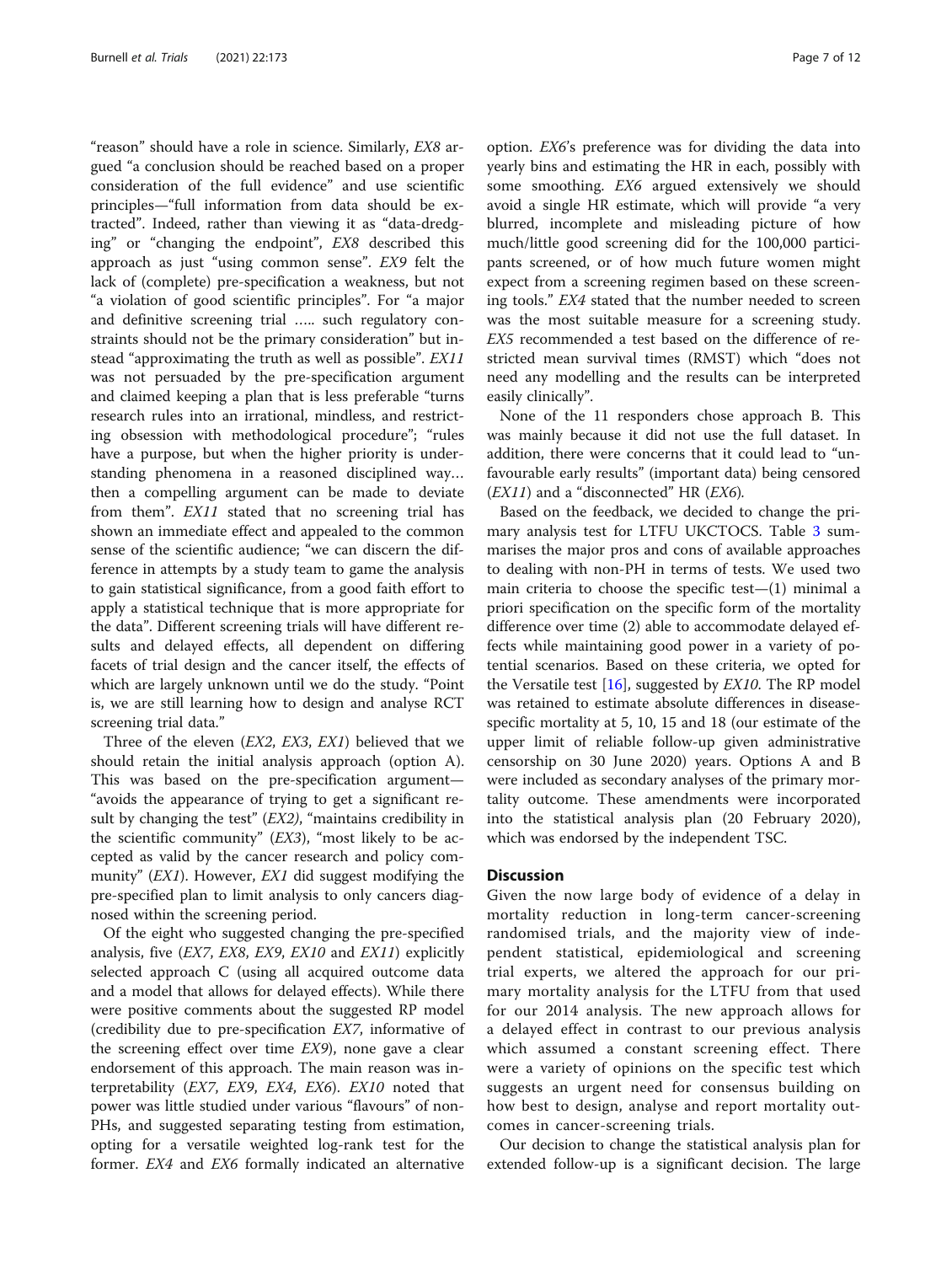"reason" should have a role in science. Similarly, *EX8* argued "a conclusion should be reached based on a proper consideration of the full evidence" and use scientific principles—"full information from data should be extracted". Indeed, rather than viewing it as "data-dredging" or "changing the endpoint", *EX8* described this approach as just "using common sense". *EX9* felt the lack of (complete) pre-specification a weakness, but not "a violation of good scientific principles". For "a major and definitive screening trial ….. such regulatory constraints should not be the primary consideration" but instead "approximating the truth as well as possible". *EX11* was not persuaded by the pre-specification argument and claimed keeping a plan that is less preferable "turns research rules into an irrational, mindless, and restricting obsession with methodological procedure"; "rules have a purpose, but when the higher priority is understanding phenomena in a reasoned disciplined way… then a compelling argument can be made to deviate from them". *EX11* stated that no screening trial has shown an immediate effect and appealed to the common sense of the scientific audience; "we can discern the difference in attempts by a study team to game the analysis to gain statistical significance, from a good faith effort to apply a statistical technique that is more appropriate for the data". Different screening trials will have different results and delayed effects, all dependent on differing facets of trial design and the cancer itself, the effects of which are largely unknown until we do the study. "Point is, we are still learning how to design and analyse RCT screening trial data."

Three of the eleven (*EX2*, *EX3*, *EX1*) believed that we should retain the initial analysis approach (option A). This was based on the pre-specification argument—"avoids the appearance of trying to get a significant result by changing the test" (*EX2*), "maintains credibility in the scientific community" (*EX3*), "most likely to be accepted as valid by the cancer research and policy community" (*EX1*). However, *EX1* did suggest modifying the pre-specified plan to limit analysis to only cancers diagnosed within the screening period.

Of the eight who suggested changing the pre-specified analysis, five (*EX7*, *EX8*, *EX9*, *EX10* and *EX11*) explicitly selected approach C (using all acquired outcome data and a model that allows for delayed effects). While there were positive comments about the suggested RP model (credibility due to pre-specification *EX7*, informative of the screening effect over time *EX9*), none gave a clear endorsement of this approach. The main reason was interpretability (*EX7*, *EX9*, *EX4*, *EX6*). *EX10* noted that power was little studied under various "flavours" of non-PHs, and suggested separating testing from estimation, opting for a versatile weighted log-rank test for the former. *EX4* and *EX6* formally indicated an alternative option. *EX6*'s preference was for dividing the data into yearly bins and estimating the HR in each, possibly with some smoothing. *EX6* argued extensively we should avoid a single HR estimate, which will provide "a very blurred, incomplete and misleading picture of how much/little good screening did for the 100,000 participants screened, or of how much future women might expect from a screening regimen based on these screening tools." *EX4* stated that the number needed to screen was the most suitable measure for a screening study. *EX5* recommended a test based on the difference of restricted mean survival times (RMST) which "does not need any modelling and the results can be interpreted easily clinically".

None of the 11 responders chose approach B. This was mainly because it did not use the full dataset. In addition, there were concerns that it could lead to "unfavourable early results" (important data) being censored (*EX11*) and a "disconnected" HR (*EX6*).

Based on the feedback, we decided to change the primary analysis test for LTFU UKCTOCS. Table 3 summarises the major pros and cons of available approaches to dealing with non-PH in terms of tests. We used two main criteria to choose the specific test—(1) minimal a priori specification on the specific form of the mortality difference over time (2) able to accommodate delayed effects while maintaining good power in a variety of potential scenarios. Based on these criteria, we opted for the Versatile test [16], suggested by *EX10*. The RP model was retained to estimate absolute differences in disease-specific mortality at 5, 10, 15 and 18 (our estimate of the upper limit of reliable follow-up given administrative censorship on 30 June 2020) years. Options A and B were included as secondary analyses of the primary mortality outcome. These amendments were incorporated into the statistical analysis plan (20 February 2020), which was endorsed by the independent TSC.

## Discussion

Given the now large body of evidence of a delay in mortality reduction in long-term cancer-screening randomised trials, and the majority view of independent statistical, epidemiological and screening trial experts, we altered the approach for our primary mortality analysis for the LTFU from that used for our 2014 analysis. The new approach allows for a delayed effect in contrast to our previous analysis which assumed a constant screening effect. There were a variety of opinions on the specific test which suggests an urgent need for consensus building on how best to design, analyse and report mortality outcomes in cancer-screening trials.

Our decision to change the statistical analysis plan for extended follow-up is a significant decision. The large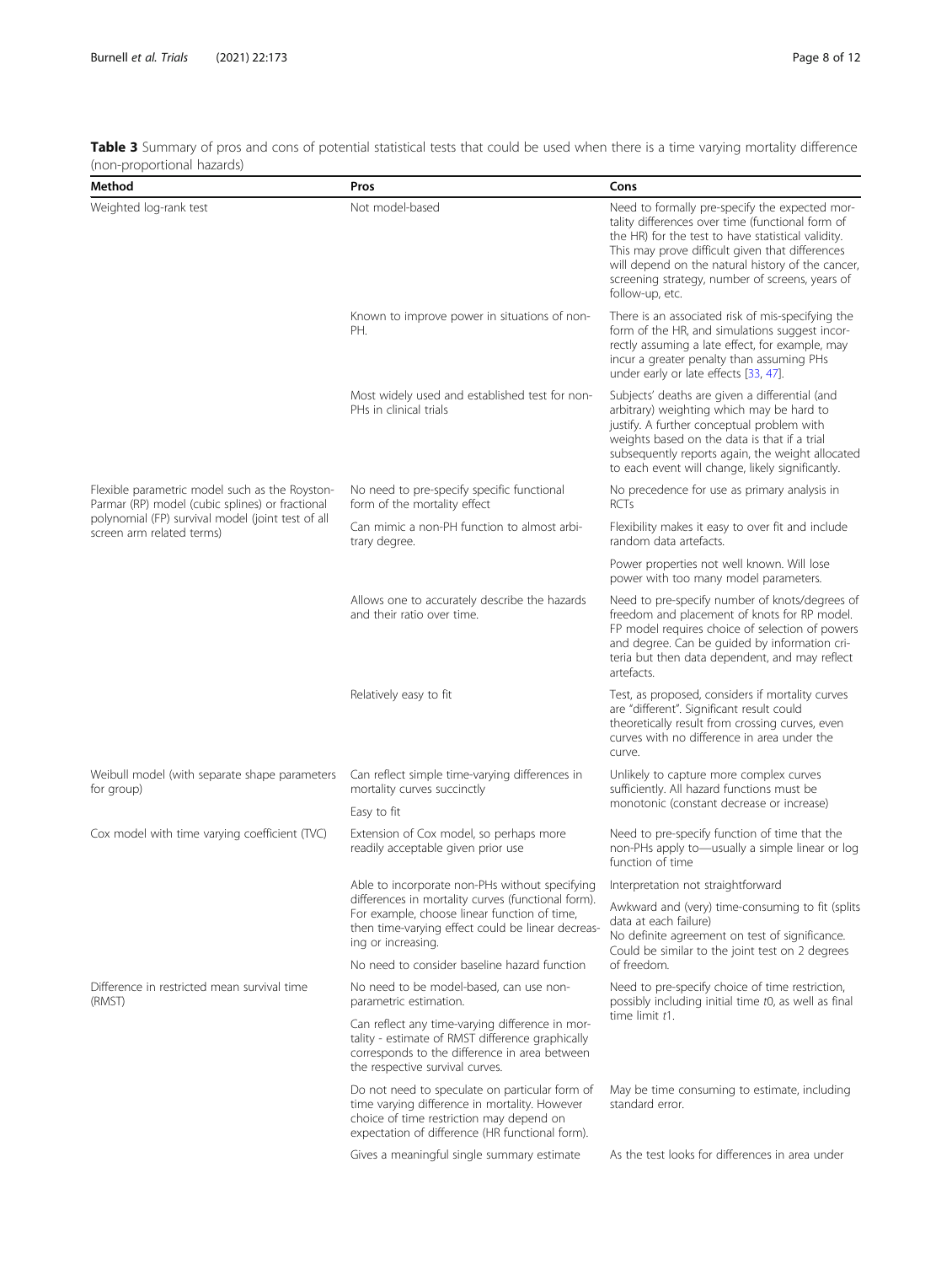**Table 3** Summary of pros and cons of potential statistical tests that could be used when there is a time varying mortality difference (non-proportional hazards)

| Method | Pros | Cons |
|---|---|---|
| Weighted log-rank test | Not model-based | Need to formally pre-specify the expected mortality differences over time (functional form of the HR) for the test to have statistical validity. This may prove difficult given that differences will depend on the natural history of the cancer, screening strategy, number of screens, years of follow-up, etc. |
| | Known to improve power in situations of non-PH. | There is an associated risk of mis-specifying the form of the HR, and simulations suggest incorrectly assuming a late effect, for example, may incur a greater penalty than assuming PHs under early or late effects [33, 47]. |
| | Most widely used and established test for non-PHs in clinical trials | Subjects' deaths are given a differential (and arbitrary) weighting which may be hard to justify. A further conceptual problem with weights based on the data is that if a trial subsequently reports again, the weight allocated to each event will change, likely significantly. |
| Flexible parametric model such as the Royston-Parmar (RP) model (cubic splines) or fractional polynomial (FP) survival model (joint test of all screen arm related terms) | No need to pre-specify specific functional form of the mortality effect | No precedence for use as primary analysis in RCTs |
| | Can mimic a non-PH function to almost arbitrary degree. | Flexibility makes it easy to over fit and include random data artefacts. |
| | | Power properties not well known. Will lose power with too many model parameters. |
| | Allows one to accurately describe the hazards and their ratio over time. | Need to pre-specify number of knots/degrees of freedom and placement of knots for RP model. FP model requires choice of selection of powers and degree. Can be guided by information criteria but then data dependent, and may reflect artefacts. |
| | Relatively easy to fit | Test, as proposed, considers if mortality curves are "different". Significant result could theoretically result from crossing curves, even curves with no difference in area under the curve. |
| Weibull model (with separate shape parameters for group) | Can reflect simple time-varying differences in mortality curves succinctly | Unlikely to capture more complex curves sufficiently. All hazard functions must be monotonic (constant decrease or increase) |
| | Easy to fit | |
| Cox model with time varying coefficient (TVC) | Extension of Cox model, so perhaps more readily acceptable given prior use | Need to pre-specify function of time that the non-PHs apply to—usually a simple linear or log function of time |
| | Able to incorporate non-PHs without specifying differences in mortality curves (functional form). For example, choose linear function of time, then time-varying effect could be linear decreasing or increasing. | Interpretation not straightforward |
| | | Awkward and (very) time-consuming to fit (splits data at each failure) No definite agreement on test of significance. Could be similar to the joint test on 2 degrees of freedom. |
| | No need to consider baseline hazard function | |
| Difference in restricted mean survival time (RMST) | No need to be model-based, can use non-parametric estimation. | Need to pre-specify choice of time restriction, possibly including initial time $t0$, as well as final time limit $t1$. |
| | Can reflect any time-varying difference in mortality - estimate of RMST difference graphically corresponds to the difference in area between the respective survival curves. | |
| | Do not need to speculate on particular form of time varying difference in mortality. However choice of time restriction may depend on expectation of difference (HR functional form). | May be time consuming to estimate, including standard error. |
| | Gives a meaningful single summary estimate | As the test looks for differences in area under |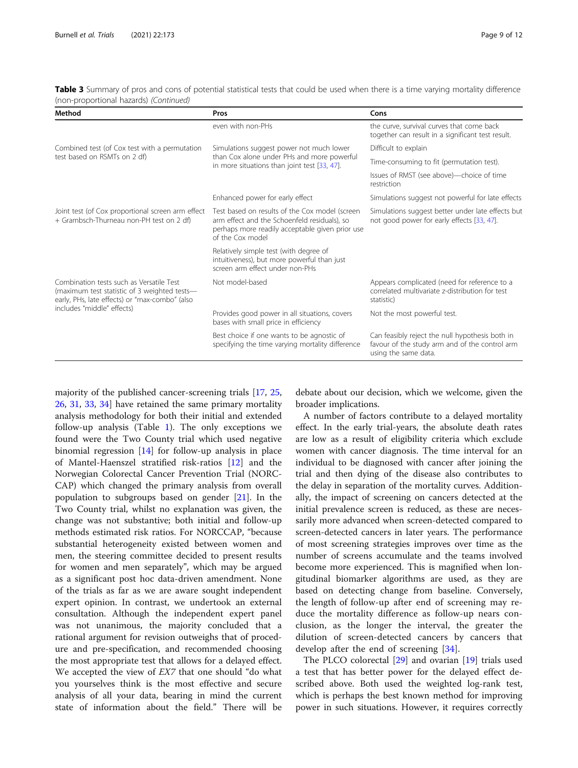**Table 3** Summary of pros and cons of potential statistical tests that could be used when there is a time varying mortality difference (non-proportional hazards) *(Continued)*

| Method | Pros | Cons |
|---|---|---|
| | even with non-PHs | the curve, survival curves that come back together can result in a significant test result. |
| Combined test (of Cox test with a permutation test based on RSMTs on 2 df) | Simulations suggest power not much lower than Cox alone under PHs and more powerful in more situations than joint test [33, 47]. | Difficult to explain |
| | | Time-consuming to fit (permutation test). |
| | | Issues of RMST (see above)—choice of time restriction |
| | Enhanced power for early effect | Simulations suggest not powerful for late effects |
| Joint test (of Cox proportional screen arm effect + Grambsch-Thurneau non-PH test on 2 df) | Test based on results of the Cox model (screen arm effect and the Schoenfeld residuals), so perhaps more readily acceptable given prior use of the Cox model | Simulations suggest better under late effects but not good power for early effects [33, 47]. |
| | Relatively simple test (with degree of intuitiveness), but more powerful than just screen arm effect under non-PHs | |
| Combination tests such as Versatile Test (maximum test statistic of 3 weighted tests—early, PHs, late effects) or "max-combo" (also includes "middle" effects) | Not model-based | Appears complicated (need for reference to a correlated multivariate z-distribution for test statistic) |
| | Provides good power in all situations, covers bases with small price in efficiency | Not the most powerful test. |
| | Best choice if one wants to be agnostic of specifying the time varying mortality difference | Can feasibly reject the null hypothesis both in favour of the study arm and of the control arm using the same data. |

majority of the published cancer-screening trials [17, 25, 26, 31, 33, 34] have retained the same primary mortality analysis methodology for both their initial and extended follow-up analysis (Table 1). The only exceptions we found were the Two County trial which used negative binomial regression [14] for follow-up analysis in place of Mantel-Haenszel stratified risk-ratios [12] and the Norwegian Colorectal Cancer Prevention Trial (NORCCAP) which changed the primary analysis from overall population to subgroups based on gender [21]. In the Two County trial, whilst no explanation was given, the change was not substantive; both initial and follow-up methods estimated risk ratios. For NORCCAP, "because substantial heterogeneity existed between women and men, the steering committee decided to present results for women and men separately", which may be argued as a significant post hoc data-driven amendment. None of the trials as far as we are aware sought independent expert opinion. In contrast, we undertook an external consultation. Although the independent expert panel was not unanimous, the majority concluded that a rational argument for revision outweighs that of procedure and pre-specification, and recommended choosing the most appropriate test that allows for a delayed effect. We accepted the view of *EX7* that one should "do what you yourselves think is the most effective and secure analysis of all your data, bearing in mind the current state of information about the field." There will be debate about our decision, which we welcome, given the broader implications.

A number of factors contribute to a delayed mortality effect. In the early trial-years, the absolute death rates are low as a result of eligibility criteria which exclude women with cancer diagnosis. The time interval for an individual to be diagnosed with cancer after joining the trial and then dying of the disease also contributes to the delay in separation of the mortality curves. Additionally, the impact of screening on cancers detected at the initial prevalence screen is reduced, as these are necessarily more advanced when screen-detected compared to screen-detected cancers in later years. The performance of most screening strategies improves over time as the number of screens accumulate and the teams involved become more experienced. This is magnified when longitudinal biomarker algorithms are used, as they are based on detecting change from baseline. Conversely, the length of follow-up after end of screening may reduce the mortality difference as follow-up nears conclusion, as the longer the interval, the greater the dilution of screen-detected cancers by cancers that develop after the end of screening [34].

The PLCO colorectal [29] and ovarian [19] trials used a test that has better power for the delayed effect described above. Both used the weighted log-rank test, which is perhaps the best known method for improving power in such situations. However, it requires correctly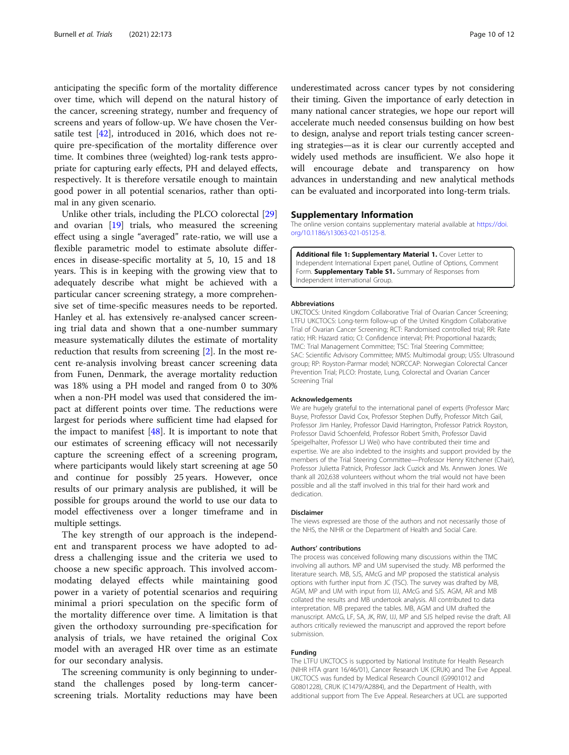anticipating the specific form of the mortality difference over time, which will depend on the natural history of the cancer, screening strategy, number and frequency of screens and years of follow-up. We have chosen the Versatile test [42], introduced in 2016, which does not require pre-specification of the mortality difference over time. It combines three (weighted) log-rank tests appropriate for capturing early effects, PH and delayed effects, respectively. It is therefore versatile enough to maintain good power in all potential scenarios, rather than optimal in any given scenario.

Unlike other trials, including the PLCO colorectal [29] and ovarian [19] trials, who measured the screening effect using a single "averaged" rate-ratio, we will use a flexible parametric model to estimate absolute differences in disease-specific mortality at 5, 10, 15 and 18 years. This is in keeping with the growing view that to adequately describe what might be achieved with a particular cancer screening strategy, a more comprehensive set of time-specific measures needs to be reported. Hanley et al. has extensively re-analysed cancer screening trial data and shown that a one-number summary measure systematically dilutes the estimate of mortality reduction that results from screening [2]. In the most recent re-analysis involving breast cancer screening data from Funen, Denmark, the average mortality reduction was 18% using a PH model and ranged from 0 to 30% when a non-PH model was used that considered the impact at different points over time. The reductions were largest for periods where sufficient time had elapsed for the impact to manifest [48]. It is important to note that our estimates of screening efficacy will not necessarily capture the screening effect of a screening program, where participants would likely start screening at age 50 and continue for possibly 25 years. However, once results of our primary analysis are published, it will be possible for groups around the world to use our data to model effectiveness over a longer timeframe and in multiple settings.

The key strength of our approach is the independent and transparent process we have adopted to address a challenging issue and the criteria we used to choose a new specific approach. This involved accommodating delayed effects while maintaining good power in a variety of potential scenarios and requiring minimal a priori speculation on the specific form of the mortality difference over time. A limitation is that given the orthodoxy surrounding pre-specification for analysis of trials, we have retained the original Cox model with an averaged HR over time as an estimate for our secondary analysis.

The screening community is only beginning to understand the challenges posed by long-term cancer-screening trials. Mortality reductions may have been underestimated across cancer types by not considering their timing. Given the importance of early detection in many national cancer strategies, we hope our report will accelerate much needed consensus building on how best to design, analyse and report trials testing cancer screening strategies—as it is clear our currently accepted and widely used methods are insufficient. We also hope it will encourage debate and transparency on how advances in understanding and new analytical methods can be evaluated and incorporated into long-term trials.

## Supplementary Information

The online version contains supplementary material available at https://doi.org/10.1186/s13063-021-05125-8.

**Additional file 1: Supplementary Material 1.** Cover Letter to Independent International Expert panel, Outline of Options, Comment Form. **Supplementary Table S1.** Summary of Responses from Independent International Group.

### Abbreviations

UKCTOCS: United Kingdom Collaborative Trial of Ovarian Cancer Screening; LTFU UKCTOCS: Long-term follow-up of the United Kingdom Collaborative Trial of Ovarian Cancer Screening; RCT: Randomised controlled trial; RR: Rate ratio; HR: Hazard ratio; CI: Confidence interval; PH: Proportional hazards; TMC: Trial Management Committee; TSC: Trial Steering Committee; SAC: Scientific Advisory Committee; MMS: Multimodal group; USS: Ultrasound group; RP: Royston-Parmar model; NORCCAP: Norwegian Colorectal Cancer Prevention Trial; PLCO: Prostate, Lung, Colorectal and Ovarian Cancer Screening Trial

### Acknowledgements

We are hugely grateful to the international panel of experts (Professor Marc Buyse, Professor David Cox, Professor Stephen Duffy, Professor Mitch Gail, Professor Jim Hanley, Professor David Harrington, Professor Patrick Royston, Professor David Schoenfeld, Professor Robert Smith, Professor David Speigelhalter, Professor LJ Wei) who have contributed their time and expertise. We are also indebted to the insights and support provided by the members of the Trial Steering Committee—Professor Henry Kitchener (Chair), Professor Julietta Patnick, Professor Jack Cuzick and Ms. Annwen Jones. We thank all 202,638 volunteers without whom the trial would not have been possible and all the staff involved in this trial for their hard work and dedication.

### Disclaimer

The views expressed are those of the authors and not necessarily those of the NHS, the NIHR or the Department of Health and Social Care.

### Authors' contributions

The process was conceived following many discussions within the TMC involving all authors. MP and UM supervised the study. MB performed the literature search. MB, SJS, AMcG and MP proposed the statistical analysis options with further input from JC (TSC). The survey was drafted by MB, AGM, MP and UM with input from IJJ, AMcG and SJS. AGM, AR and MB collated the results and MB undertook analysis. All contributed to data interpretation. MB prepared the tables. MB, AGM and UM drafted the manuscript. AMcG, LF, SA, JK, RW, IJJ, MP and SJS helped revise the draft. All authors critically reviewed the manuscript and approved the report before submission.

### Funding

The LTFU UKCTOCS is supported by National Institute for Health Research (NIHR HTA grant 16/46/01), Cancer Research UK (CRUK) and The Eve Appeal. UKCTOCS was funded by Medical Research Council (G9901012 and G0801228), CRUK (C1479/A2884), and the Department of Health, with additional support from The Eve Appeal. Researchers at UCL are supported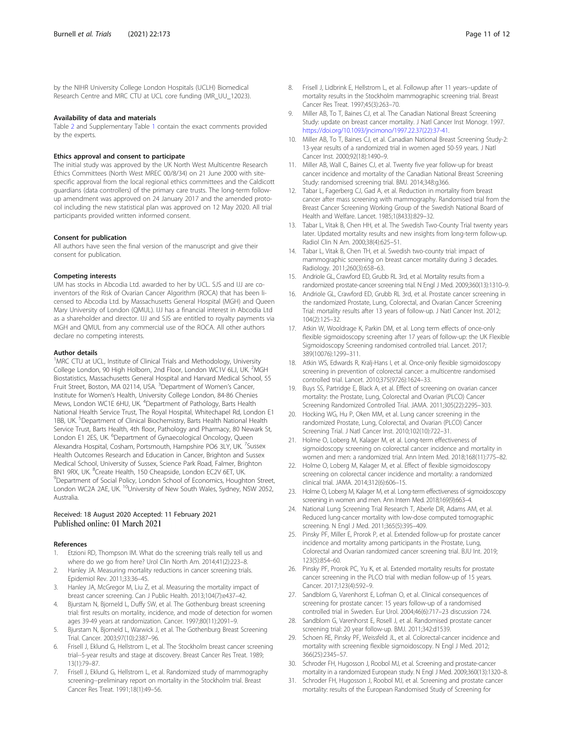by the NIHR University College London Hospitals (UCLH) Biomedical Research Centre and MRC CTU at UCL core funding (MR_UU_12023).

#### Availability of data and materials

Table 2 and Supplementary Table 1 contain the exact comments provided by the experts.

#### Ethics approval and consent to participate

The initial study was approved by the UK North West Multicentre Research Ethics Committees (North West MREC 00/8/34) on 21 June 2000 with site-specific approval from the local regional ethics committees and the Caldicott guardians (data controllers) of the primary care trusts. The long-term follow-up amendment was approved on 24 January 2017 and the amended protocol including the new statistical plan was approved on 12 May 2020. All trial participants provided written informed consent.

#### Consent for publication

All authors have seen the final version of the manuscript and give their consent for publication.

#### Competing interests

UM has stocks in Abcodia Ltd. awarded to her by UCL. SJS and IJJ are co-inventors of the Risk of Ovarian Cancer Algorithm (ROCA) that has been licensed to Abcodia Ltd. by Massachusetts General Hospital (MGH) and Queen Mary University of London (QMUL). IJJ has a financial interest in Abcodia Ltd as a shareholder and director. IJJ and SJS are entitled to royalty payments via MGH and QMUL from any commercial use of the ROCA. All other authors declare no competing interests.

#### Author details

[1]MRC CTU at UCL, Institute of Clinical Trials and Methodology, University College London, 90 High Holborn, 2nd Floor, London WC1V 6LJ, UK. [2]MGH Biostatistics, Massachusetts General Hospital and Harvard Medical School, 55 Fruit Street, Boston, MA 02114, USA. [3]Department of Women's Cancer, Institute for Women's Health, University College London, 84-86 Chenies Mews, London WC1E 6HU, UK. [4]Department of Pathology, Barts Health National Health Service Trust, The Royal Hospital, Whitechapel Rd, London E1 1BB, UK. [5]Department of Clinical Biochemistry, Barts Health National Health Service Trust, Barts Health, 4th floor, Pathology and Pharmacy, 80 Newark St, London E1 2ES, UK. [6]Department of Gynaecological Oncology, Queen Alexandra Hospital, Cosham, Portsmouth, Hampshire PO6 3LY, UK. [7]Sussex Health Outcomes Research and Education in Cancer, Brighton and Sussex Medical School, University of Sussex, Science Park Road, Falmer, Brighton BN1 9RX, UK. [8]Create Health, 150 Cheapside, London EC2V 6ET, UK. [9]Department of Social Policy, London School of Economics, Houghton Street, London WC2A 2AE, UK. [10]University of New South Wales, Sydney, NSW 2052, Australia.

Received: 18 August 2020 Accepted: 11 February 2021
Published online: 01 March 2021

#### References

1. Etzioni RD, Thompson IM. What do the screening trials really tell us and where do we go from here? Urol Clin North Am. 2014;41(2):223–8.
2. Hanley JA. Measuring mortality reductions in cancer screening trials. Epidemiol Rev. 2011;33:36–45.
3. Hanley JA, McGregor M, Liu Z, et al. Measuring the mortality impact of breast cancer screening. Can J Public Health. 2013;104(7):e437–42.
4. Bjurstam N, Bjorneld L, Duffy SW, et al. The Gothenburg breast screening trial: first results on mortality, incidence, and mode of detection for women ages 39-49 years at randomization. Cancer. 1997;80(11):2091–9.
5. Bjurstam N, Bjorneld L, Warwick J, et al. The Gothenburg Breast Screening Trial. Cancer. 2003;97(10):2387–96.
6. Frisell J, Eklund G, Hellstrom L, et al. The Stockholm breast cancer screening trial--5-year results and stage at discovery. Breast Cancer Res Treat. 1989; 13(1):79–87.
7. Frisell J, Eklund G, Hellstrom L, et al. Randomized study of mammography screening--preliminary report on mortality in the Stockholm trial. Breast Cancer Res Treat. 1991;18(1):49–56.
8. Frisell J, Lidbrink E, Hellstrom L, et al. Followup after 11 years--update of mortality results in the Stockholm mammographic screening trial. Breast Cancer Res Treat. 1997;45(3):263–70.
9. Miller AB, To T, Baines CJ, et al. The Canadian National Breast Screening Study: update on breast cancer mortality. J Natl Cancer Inst Monogr. 1997. https://doi.org/10.1093/jncimono/1997.22.37(22):37-41.
10. Miller AB, To T, Baines CJ, et al. Canadian National Breast Screening Study-2: 13-year results of a randomized trial in women aged 50-59 years. J Natl Cancer Inst. 2000;92(18):1490–9.
11. Miller AB, Wall C, Baines CJ, et al. Twenty five year follow-up for breast cancer incidence and mortality of the Canadian National Breast Screening Study: randomised screening trial. BMJ. 2014;348:g366.
12. Tabar L, Fagerberg CJ, Gad A, et al. Reduction in mortality from breast cancer after mass screening with mammography. Randomised trial from the Breast Cancer Screening Working Group of the Swedish National Board of Health and Welfare. Lancet. 1985;1(8433):829–32.
13. Tabar L, Vitak B, Chen HH, et al. The Swedish Two-County Trial twenty years later. Updated mortality results and new insights from long-term follow-up. Radiol Clin N Am. 2000;38(4):625–51.
14. Tabar L, Vitak B, Chen TH, et al. Swedish two-county trial: impact of mammographic screening on breast cancer mortality during 3 decades. Radiology. 2011;260(3):658–63.
15. Andriole GL, Crawford ED, Grubb RL 3rd, et al. Mortality results from a randomized prostate-cancer screening trial. N Engl J Med. 2009;360(13):1310–9.
16. Andriole GL, Crawford ED, Grubb RL 3rd, et al. Prostate cancer screening in the randomized Prostate, Lung, Colorectal, and Ovarian Cancer Screening Trial: mortality results after 13 years of follow-up. J Natl Cancer Inst. 2012; 104(2):125–32.
17. Atkin W, Wooldrage K, Parkin DM, et al. Long term effects of once-only flexible sigmoidoscopy screening after 17 years of follow-up: the UK Flexible Sigmoidoscopy Screening randomised controlled trial. Lancet. 2017; 389(10076):1299–311.
18. Atkin WS, Edwards R, Kralj-Hans I, et al. Once-only flexible sigmoidoscopy screening in prevention of colorectal cancer: a multicentre randomised controlled trial. Lancet. 2010;375(9726):1624–33.
19. Buys SS, Partridge E, Black A, et al. Effect of screening on ovarian cancer mortality: the Prostate, Lung, Colorectal and Ovarian (PLCO) Cancer Screening Randomized Controlled Trial. JAMA. 2011;305(22):2295–303.
20. Hocking WG, Hu P, Oken MM, et al. Lung cancer screening in the randomized Prostate, Lung, Colorectal, and Ovarian (PLCO) Cancer Screening Trial. J Natl Cancer Inst. 2010;102(10):722–31.
21. Holme O, Loberg M, Kalager M, et al. Long-term effectiveness of sigmoidoscopy screening on colorectal cancer incidence and mortality in women and men: a randomized trial. Ann Intern Med. 2018;168(11):775–82.
22. Holme O, Loberg M, Kalager M, et al. Effect of flexible sigmoidoscopy screening on colorectal cancer incidence and mortality: a randomized clinical trial. JAMA. 2014;312(6):606–15.
23. Holme O, Loberg M, Kalager M, et al. Long-term effectiveness of sigmoidoscopy screening in women and men. Ann Intern Med. 2018;169(9):663–4.
24. National Lung Screening Trial Research T, Aberle DR, Adams AM, et al. Reduced lung-cancer mortality with low-dose computed tomographic screening. N Engl J Med. 2011;365(5):395–409.
25. Pinsky PF, Miller E, Prorok P, et al. Extended follow-up for prostate cancer incidence and mortality among participants in the Prostate, Lung, Colorectal and Ovarian randomized cancer screening trial. BJU Int. 2019; 123(5):854–60.
26. Pinsky PF, Prorok PC, Yu K, et al. Extended mortality results for prostate cancer screening in the PLCO trial with median follow-up of 15 years. Cancer. 2017;123(4):592–9.
27. Sandblom G, Varenhorst E, Lofman O, et al. Clinical consequences of screening for prostate cancer: 15 years follow-up of a randomised controlled trial in Sweden. Eur Urol. 2004;46(6):717–23 discussion 724.
28. Sandblom G, Varenhorst E, Rosell J, et al. Randomised prostate cancer screening trial: 20 year follow-up. BMJ. 2011;342:d1539.
29. Schoen RE, Pinsky PF, Weissfeld JL, et al. Colorectal-cancer incidence and mortality with screening flexible sigmoidoscopy. N Engl J Med. 2012; 366(25):2345–57.
30. Schroder FH, Hugosson J, Roobol MJ, et al. Screening and prostate-cancer mortality in a randomized European study. N Engl J Med. 2009;360(13):1320–8.
31. Schroder FH, Hugosson J, Roobol MJ, et al. Screening and prostate cancer mortality: results of the European Randomised Study of Screening for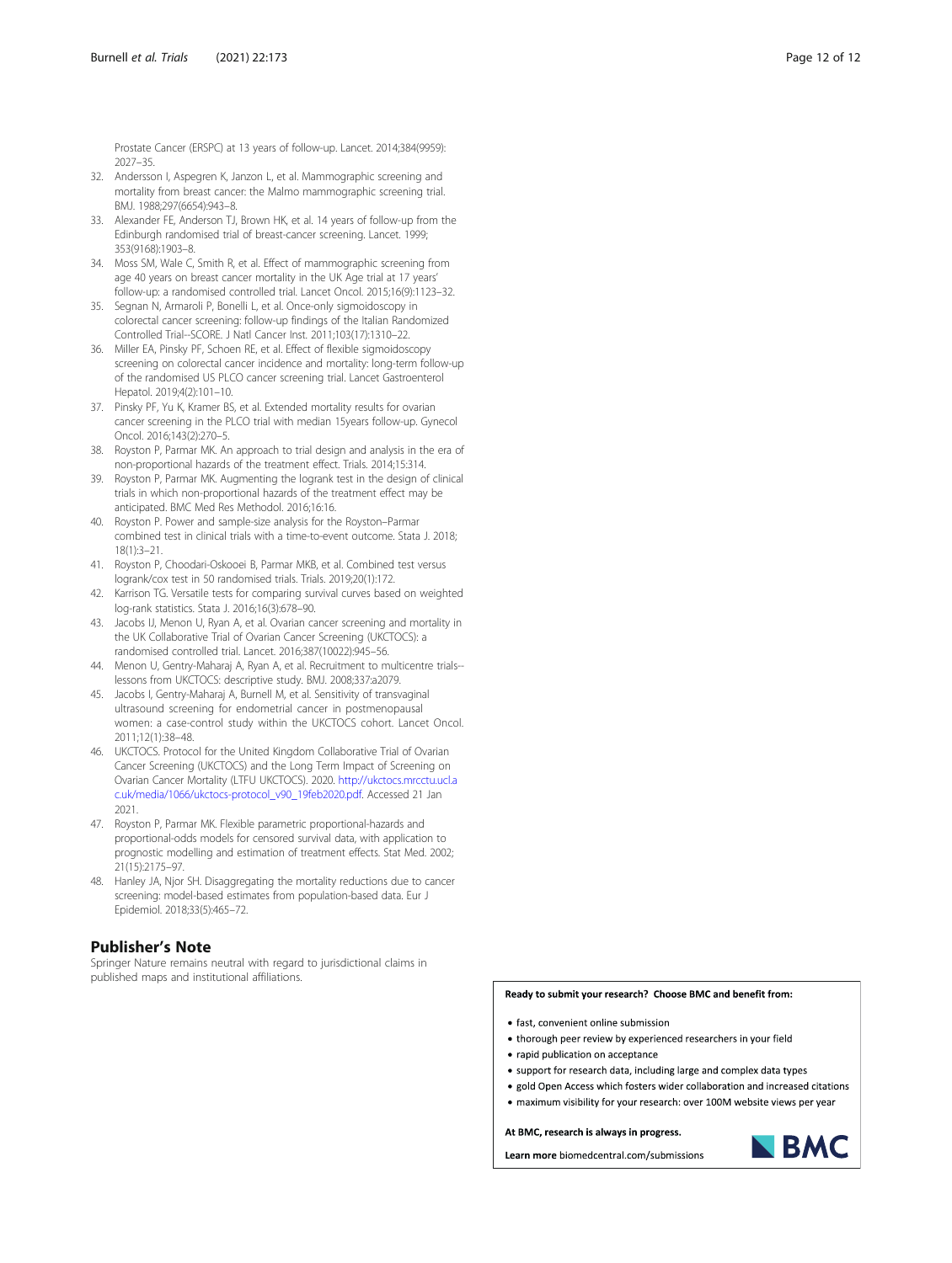Prostate Cancer (ERSPC) at 13 years of follow-up. Lancet. 2014;384(9959): 2027–35.

32. Andersson I, Aspegren K, Janzon L, et al. Mammographic screening and mortality from breast cancer: the Malmo mammographic screening trial. BMJ. 1988;297(6654):943–8.
33. Alexander FE, Anderson TJ, Brown HK, et al. 14 years of follow-up from the Edinburgh randomised trial of breast-cancer screening. Lancet. 1999; 353(9168):1903–8.
34. Moss SM, Wale C, Smith R, et al. Effect of mammographic screening from age 40 years on breast cancer mortality in the UK Age trial at 17 years' follow-up: a randomised controlled trial. Lancet Oncol. 2015;16(9):1123–32.
35. Segnan N, Armaroli P, Bonelli L, et al. Once-only sigmoidoscopy in colorectal cancer screening: follow-up findings of the Italian Randomized Controlled Trial--SCORE. J Natl Cancer Inst. 2011;103(17):1310–22.
36. Miller EA, Pinsky PF, Schoen RE, et al. Effect of flexible sigmoidoscopy screening on colorectal cancer incidence and mortality: long-term follow-up of the randomised US PLCO cancer screening trial. Lancet Gastroenterol Hepatol. 2019;4(2):101–10.
37. Pinsky PF, Yu K, Kramer BS, et al. Extended mortality results for ovarian cancer screening in the PLCO trial with median 15years follow-up. Gynecol Oncol. 2016;143(2):270–5.
38. Royston P, Parmar MK. An approach to trial design and analysis in the era of non-proportional hazards of the treatment effect. Trials. 2014;15:314.
39. Royston P, Parmar MK. Augmenting the logrank test in the design of clinical trials in which non-proportional hazards of the treatment effect may be anticipated. BMC Med Res Methodol. 2016;16:16.
40. Royston P. Power and sample-size analysis for the Royston–Parmar combined test in clinical trials with a time-to-event outcome. Stata J. 2018; 18(1):3–21.
41. Royston P, Choodari-Oskooei B, Parmar MKB, et al. Combined test versus logrank/cox test in 50 randomised trials. Trials. 2019;20(1):172.
42. Karrison TG. Versatile tests for comparing survival curves based on weighted log-rank statistics. Stata J. 2016;16(3):678–90.
43. Jacobs IJ, Menon U, Ryan A, et al. Ovarian cancer screening and mortality in the UK Collaborative Trial of Ovarian Cancer Screening (UKCTOCS): a randomised controlled trial. Lancet. 2016;387(10022):945–56.
44. Menon U, Gentry-Maharaj A, Ryan A, et al. Recruitment to multicentre trials--lessons from UKCTOCS: descriptive study. BMJ. 2008;337:a2079.
45. Jacobs I, Gentry-Maharaj A, Burnell M, et al. Sensitivity of transvaginal ultrasound screening for endometrial cancer in postmenopausal women: a case-control study within the UKCTOCS cohort. Lancet Oncol. 2011;12(1):38–48.
46. UKCTOCS. Protocol for the United Kingdom Collaborative Trial of Ovarian Cancer Screening (UKCTOCS) and the Long Term Impact of Screening on Ovarian Cancer Mortality (LTFU UKCTOCS). 2020. http://ukctocs.mrcctu.ucl.ac.uk/media/1066/ukctocs-protocol_v90_19feb2020.pdf. Accessed 21 Jan 2021.
47. Royston P, Parmar MK. Flexible parametric proportional-hazards and proportional-odds models for censored survival data, with application to prognostic modelling and estimation of treatment effects. Stat Med. 2002; 21(15):2175–97.
48. Hanley JA, Njor SH. Disaggregating the mortality reductions due to cancer screening: model-based estimates from population-based data. Eur J Epidemiol. 2018;33(5):465–72.

## Publisher's Note

Springer Nature remains neutral with regard to jurisdictional claims in published maps and institutional affiliations.

**Ready to submit your research? Choose BMC and benefit from:**

- fast, convenient online submission
- thorough peer review by experienced researchers in your field
- rapid publication on acceptance
- support for research data, including large and complex data types
- gold Open Access which fosters wider collaboration and increased citations
- maximum visibility for your research: over 100M website views per year

**At BMC, research is always in progress.**

**Learn more** biomedcentral.com/submissions

BMC